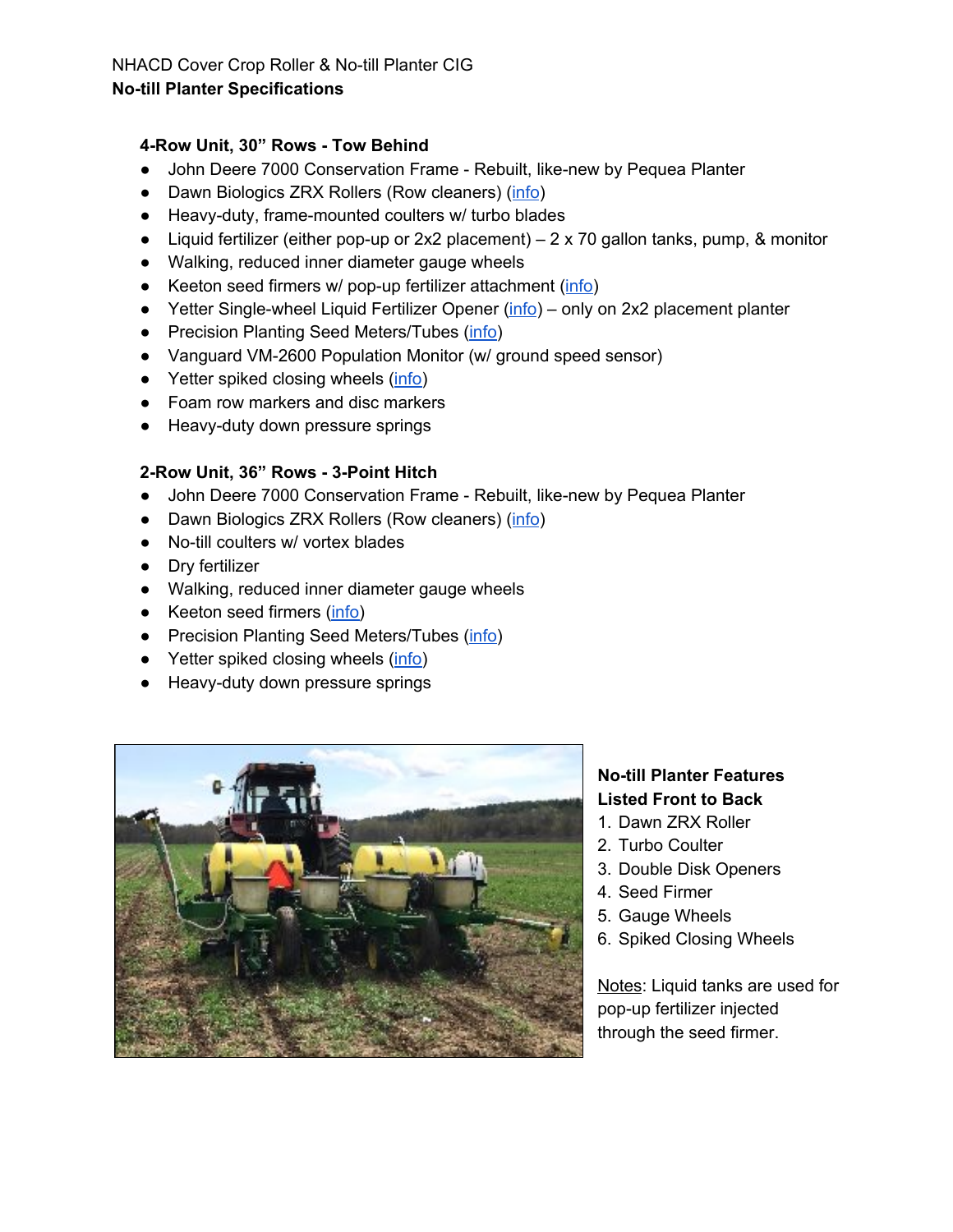NHACD Cover Crop Roller & No-till Planter CIG

**No-till Planter Specifications**

**4-Row Unit, 30" Rows - Tow Behind**

- John Deere 7000 Conservation Frame - Rebuilt, like-new by Pequea Planter
- Dawn Biologics ZRX Rollers (Row cleaners) (info)
- Heavy-duty, frame-mounted coulters w/ turbo blades
- Liquid fertilizer (either pop-up or 2x2 placement) – 2 x 70 gallon tanks, pump, & monitor
- Walking, reduced inner diameter gauge wheels
- Keeton seed firmers w/ pop-up fertilizer attachment (info)
- Yetter Single-wheel Liquid Fertilizer Opener (info) – only on 2x2 placement planter
- Precision Planting Seed Meters/Tubes (info)
- Vanguard VM-2600 Population Monitor (w/ ground speed sensor)
- Yetter spiked closing wheels (info)
- Foam row markers and disc markers
- Heavy-duty down pressure springs

**2-Row Unit, 36" Rows - 3-Point Hitch**

- John Deere 7000 Conservation Frame - Rebuilt, like-new by Pequea Planter
- Dawn Biologics ZRX Rollers (Row cleaners) (info)
- No-till coulters w/ vortex blades
- Dry fertilizer
- Walking, reduced inner diameter gauge wheels
- Keeton seed firmers (info)
- Precision Planting Seed Meters/Tubes (info)
- Yetter spiked closing wheels (info)
- Heavy-duty down pressure springs

**No-till Planter Features Listed Front to Back**

1. Dawn ZRX Roller
2. Turbo Coulter
3. Double Disk Openers
4. Seed Firmer
5. Gauge Wheels
6. Spiked Closing Wheels

Notes: Liquid tanks are used for pop-up fertilizer injected through the seed firmer.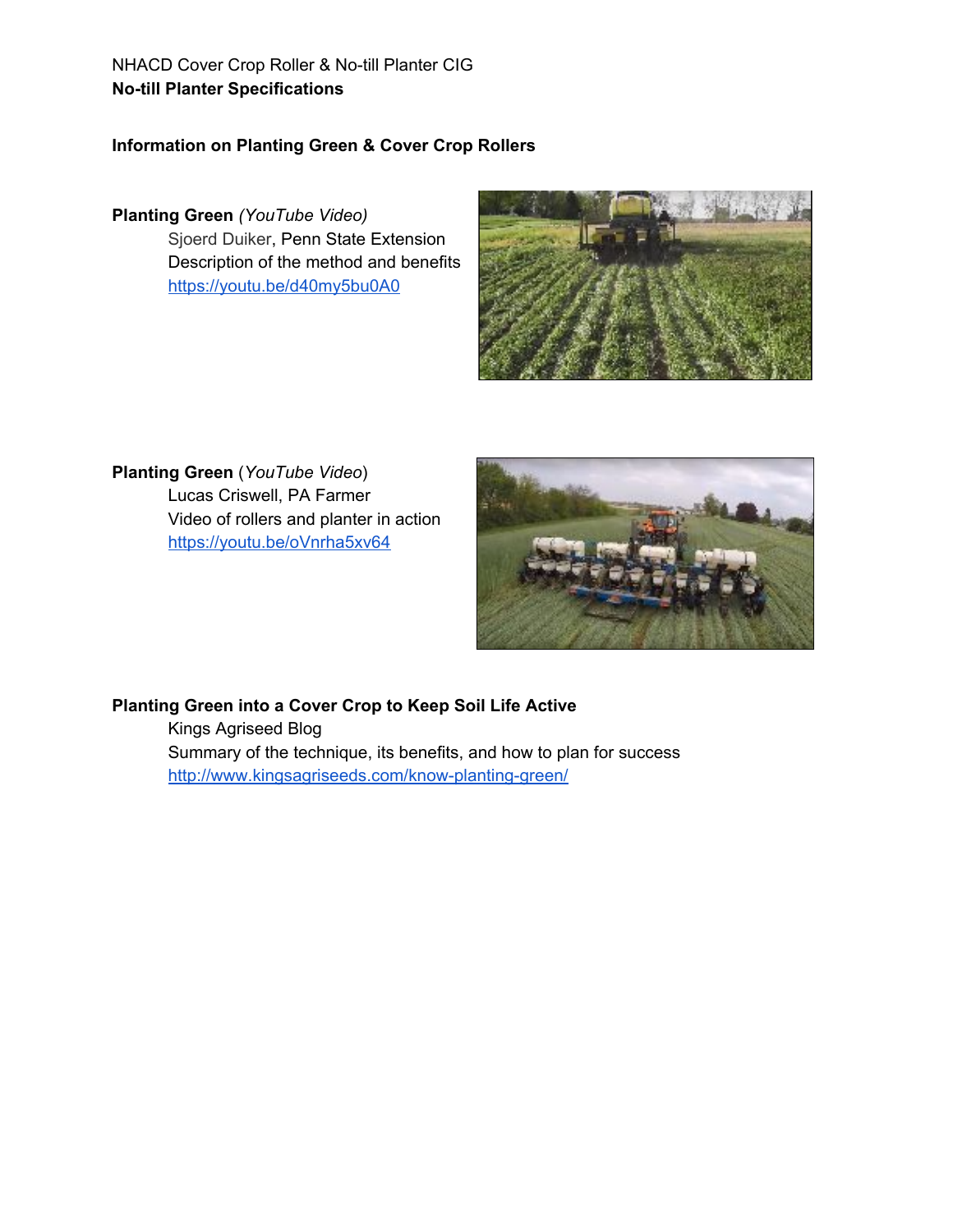NHACD Cover Crop Roller & No-till Planter CIG

**No-till Planter Specifications**

**Information on Planting Green & Cover Crop Rollers**

**Planting Green** *(YouTube Video)*

Sjoerd Duiker, Penn State Extension
Description of the method and benefits
https://youtu.be/d40my5bu0A0

**Planting Green** (*YouTube Video*)

Lucas Criswell, PA Farmer
Video of rollers and planter in action
https://youtu.be/oVnrha5xv64

**Planting Green into a Cover Crop to Keep Soil Life Active**

Kings Agriseed Blog
Summary of the technique, its benefits, and how to plan for success
http://www.kingsagriseeds.com/know-planting-green/